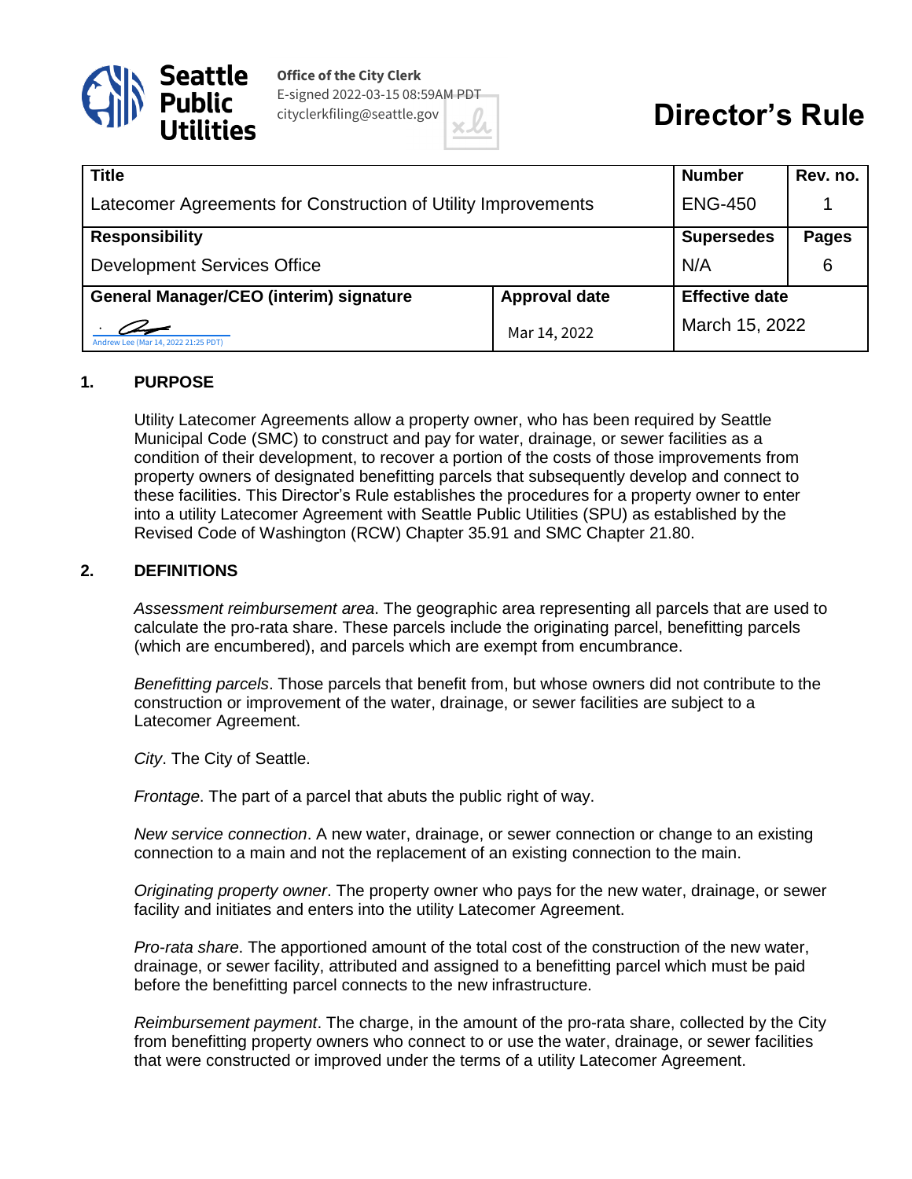Seattle Public Utilities

Office of the City Clerk
E-signed 2022-03-15 08:59AM PDT
cityclerkfiling@seattle.gov

# Director's Rule

| Title | | Number | Rev. no. |
|---|---|---|---|
| Latecomer Agreements for Construction of Utility Improvements | | ENG-450 | 1 |
| **Responsibility** | | **Supersedes** | **Pages** |
| Development Services Office | | N/A | 6 |
| **General Manager/CEO (interim) signature** | **Approval date** | **Effective date** | |
| Andrew Lee (Mar 14, 2022 21:25 PDT) | Mar 14, 2022 | March 15, 2022 | |

## 1. PURPOSE

Utility Latecomer Agreements allow a property owner, who has been required by Seattle Municipal Code (SMC) to construct and pay for water, drainage, or sewer facilities as a condition of their development, to recover a portion of the costs of those improvements from property owners of designated benefitting parcels that subsequently develop and connect to these facilities. This Director's Rule establishes the procedures for a property owner to enter into a utility Latecomer Agreement with Seattle Public Utilities (SPU) as established by the Revised Code of Washington (RCW) Chapter 35.91 and SMC Chapter 21.80.

## 2. DEFINITIONS

*Assessment reimbursement area*. The geographic area representing all parcels that are used to calculate the pro-rata share. These parcels include the originating parcel, benefitting parcels (which are encumbered), and parcels which are exempt from encumbrance.

*Benefitting parcels*. Those parcels that benefit from, but whose owners did not contribute to the construction or improvement of the water, drainage, or sewer facilities are subject to a Latecomer Agreement.

*City*. The City of Seattle.

*Frontage*. The part of a parcel that abuts the public right of way.

*New service connection*. A new water, drainage, or sewer connection or change to an existing connection to a main and not the replacement of an existing connection to the main.

*Originating property owner*. The property owner who pays for the new water, drainage, or sewer facility and initiates and enters into the utility Latecomer Agreement.

*Pro-rata share*. The apportioned amount of the total cost of the construction of the new water, drainage, or sewer facility, attributed and assigned to a benefitting parcel which must be paid before the benefitting parcel connects to the new infrastructure.

*Reimbursement payment*. The charge, in the amount of the pro-rata share, collected by the City from benefitting property owners who connect to or use the water, drainage, or sewer facilities that were constructed or improved under the terms of a utility Latecomer Agreement.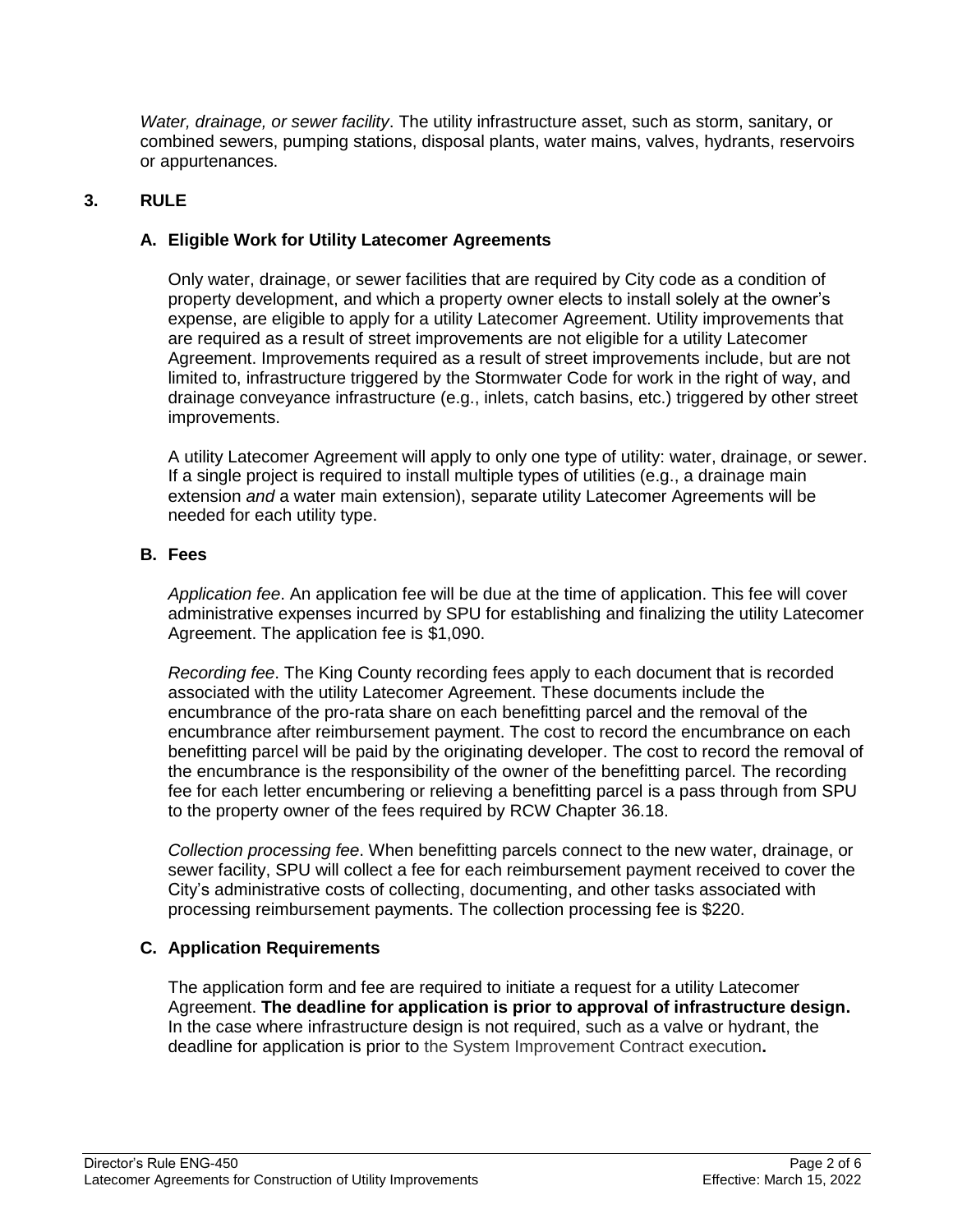*Water, drainage, or sewer facility*. The utility infrastructure asset, such as storm, sanitary, or combined sewers, pumping stations, disposal plants, water mains, valves, hydrants, reservoirs or appurtenances.

## 3. RULE

### A. Eligible Work for Utility Latecomer Agreements

Only water, drainage, or sewer facilities that are required by City code as a condition of property development, and which a property owner elects to install solely at the owner's expense, are eligible to apply for a utility Latecomer Agreement. Utility improvements that are required as a result of street improvements are not eligible for a utility Latecomer Agreement. Improvements required as a result of street improvements include, but are not limited to, infrastructure triggered by the Stormwater Code for work in the right of way, and drainage conveyance infrastructure (e.g., inlets, catch basins, etc.) triggered by other street improvements.

A utility Latecomer Agreement will apply to only one type of utility: water, drainage, or sewer. If a single project is required to install multiple types of utilities (e.g., a drainage main extension *and* a water main extension), separate utility Latecomer Agreements will be needed for each utility type.

### B. Fees

*Application fee*. An application fee will be due at the time of application. This fee will cover administrative expenses incurred by SPU for establishing and finalizing the utility Latecomer Agreement. The application fee is $1,090.

*Recording fee*. The King County recording fees apply to each document that is recorded associated with the utility Latecomer Agreement. These documents include the encumbrance of the pro-rata share on each benefitting parcel and the removal of the encumbrance after reimbursement payment. The cost to record the encumbrance on each benefitting parcel will be paid by the originating developer. The cost to record the removal of the encumbrance is the responsibility of the owner of the benefitting parcel. The recording fee for each letter encumbering or relieving a benefitting parcel is a pass through from SPU to the property owner of the fees required by RCW Chapter 36.18.

*Collection processing fee*. When benefitting parcels connect to the new water, drainage, or sewer facility, SPU will collect a fee for each reimbursement payment received to cover the City's administrative costs of collecting, documenting, and other tasks associated with processing reimbursement payments. The collection processing fee is $220.

### C. Application Requirements

The application form and fee are required to initiate a request for a utility Latecomer Agreement. **The deadline for application is prior to approval of infrastructure design.** In the case where infrastructure design is not required, such as a valve or hydrant, the deadline for application is prior to the System Improvement Contract execution**.**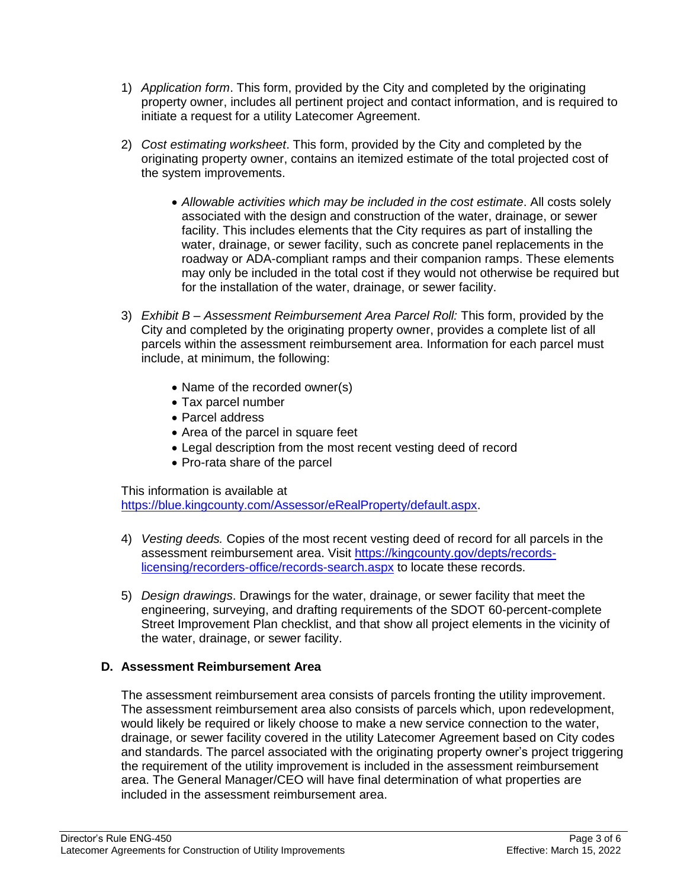1) *Application form*. This form, provided by the City and completed by the originating property owner, includes all pertinent project and contact information, and is required to initiate a request for a utility Latecomer Agreement.

2) *Cost estimating worksheet*. This form, provided by the City and completed by the originating property owner, contains an itemized estimate of the total projected cost of the system improvements.

   - *Allowable activities which may be included in the cost estimate*. All costs solely associated with the design and construction of the water, drainage, or sewer facility. This includes elements that the City requires as part of installing the water, drainage, or sewer facility, such as concrete panel replacements in the roadway or ADA-compliant ramps and their companion ramps. These elements may only be included in the total cost if they would not otherwise be required but for the installation of the water, drainage, or sewer facility.

3) *Exhibit B – Assessment Reimbursement Area Parcel Roll:* This form, provided by the City and completed by the originating property owner, provides a complete list of all parcels within the assessment reimbursement area. Information for each parcel must include, at minimum, the following:

   - Name of the recorded owner(s)
   - Tax parcel number
   - Parcel address
   - Area of the parcel in square feet
   - Legal description from the most recent vesting deed of record
   - Pro-rata share of the parcel

This information is available at [https://blue.kingcounty.com/Assessor/eRealProperty/default.aspx](https://blue.kingcounty.com/Assessor/eRealProperty/default.aspx).

4) *Vesting deeds.* Copies of the most recent vesting deed of record for all parcels in the assessment reimbursement area. Visit [https://kingcounty.gov/depts/records-licensing/recorders-office/records-search.aspx](https://kingcounty.gov/depts/records-licensing/recorders-office/records-search.aspx) to locate these records.

5) *Design drawings*. Drawings for the water, drainage, or sewer facility that meet the engineering, surveying, and drafting requirements of the SDOT 60-percent-complete Street Improvement Plan checklist, and that show all project elements in the vicinity of the water, drainage, or sewer facility.

### D. Assessment Reimbursement Area

The assessment reimbursement area consists of parcels fronting the utility improvement. The assessment reimbursement area also consists of parcels which, upon redevelopment, would likely be required or likely choose to make a new service connection to the water, drainage, or sewer facility covered in the utility Latecomer Agreement based on City codes and standards. The parcel associated with the originating property owner's project triggering the requirement of the utility improvement is included in the assessment reimbursement area. The General Manager/CEO will have final determination of what properties are included in the assessment reimbursement area.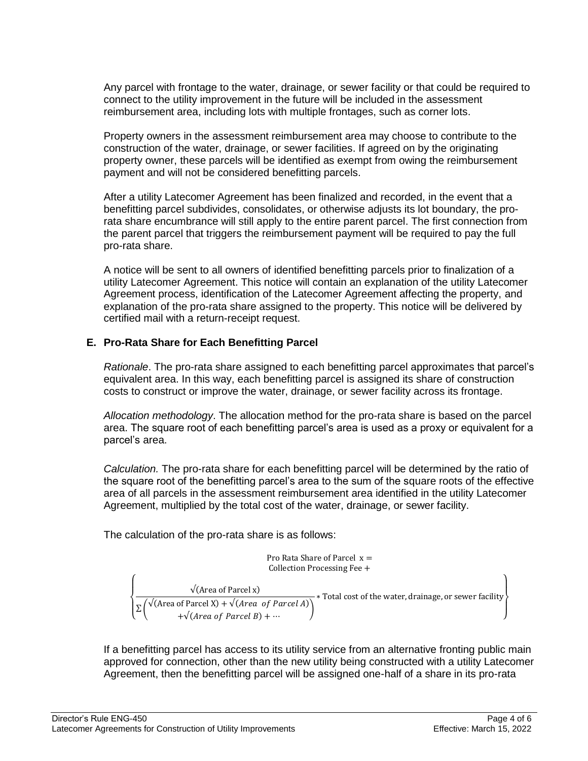Any parcel with frontage to the water, drainage, or sewer facility or that could be required to connect to the utility improvement in the future will be included in the assessment reimbursement area, including lots with multiple frontages, such as corner lots.

Property owners in the assessment reimbursement area may choose to contribute to the construction of the water, drainage, or sewer facilities. If agreed on by the originating property owner, these parcels will be identified as exempt from owing the reimbursement payment and will not be considered benefitting parcels.

After a utility Latecomer Agreement has been finalized and recorded, in the event that a benefitting parcel subdivides, consolidates, or otherwise adjusts its lot boundary, the pro-rata share encumbrance will still apply to the entire parent parcel. The first connection from the parent parcel that triggers the reimbursement payment will be required to pay the full pro-rata share.

A notice will be sent to all owners of identified benefitting parcels prior to finalization of a utility Latecomer Agreement. This notice will contain an explanation of the utility Latecomer Agreement process, identification of the Latecomer Agreement affecting the property, and explanation of the pro-rata share assigned to the property. This notice will be delivered by certified mail with a return-receipt request.

### E. Pro-Rata Share for Each Benefitting Parcel

*Rationale*. The pro-rata share assigned to each benefitting parcel approximates that parcel's equivalent area. In this way, each benefitting parcel is assigned its share of construction costs to construct or improve the water, drainage, or sewer facility across its frontage.

*Allocation methodology*. The allocation method for the pro-rata share is based on the parcel area. The square root of each benefitting parcel's area is used as a proxy or equivalent for a parcel's area.

*Calculation.* The pro-rata share for each benefitting parcel will be determined by the ratio of the square root of the benefitting parcel's area to the sum of the square roots of the effective area of all parcels in the assessment reimbursement area identified in the utility Latecomer Agreement, multiplied by the total cost of the water, drainage, or sewer facility.

The calculation of the pro-rata share is as follows:

$$\text{Pro Rata Share of Parcel x} = \text{Collection Processing Fee} + \left\{ \frac{\sqrt{(\text{Area of Parcel x})}}{\Sigma\begin{pmatrix}\sqrt{(\text{Area of Parcel X})} + \sqrt{(Area\ \ of\ Parcel\ A)} \\ +\sqrt{(Area\ of\ Parcel\ B)} + \cdots\end{pmatrix}} * \text{Total cost of the water, drainage, or sewer facility} \right\}$$

If a benefitting parcel has access to its utility service from an alternative fronting public main approved for connection, other than the new utility being constructed with a utility Latecomer Agreement, then the benefitting parcel will be assigned one-half of a share in its pro-rata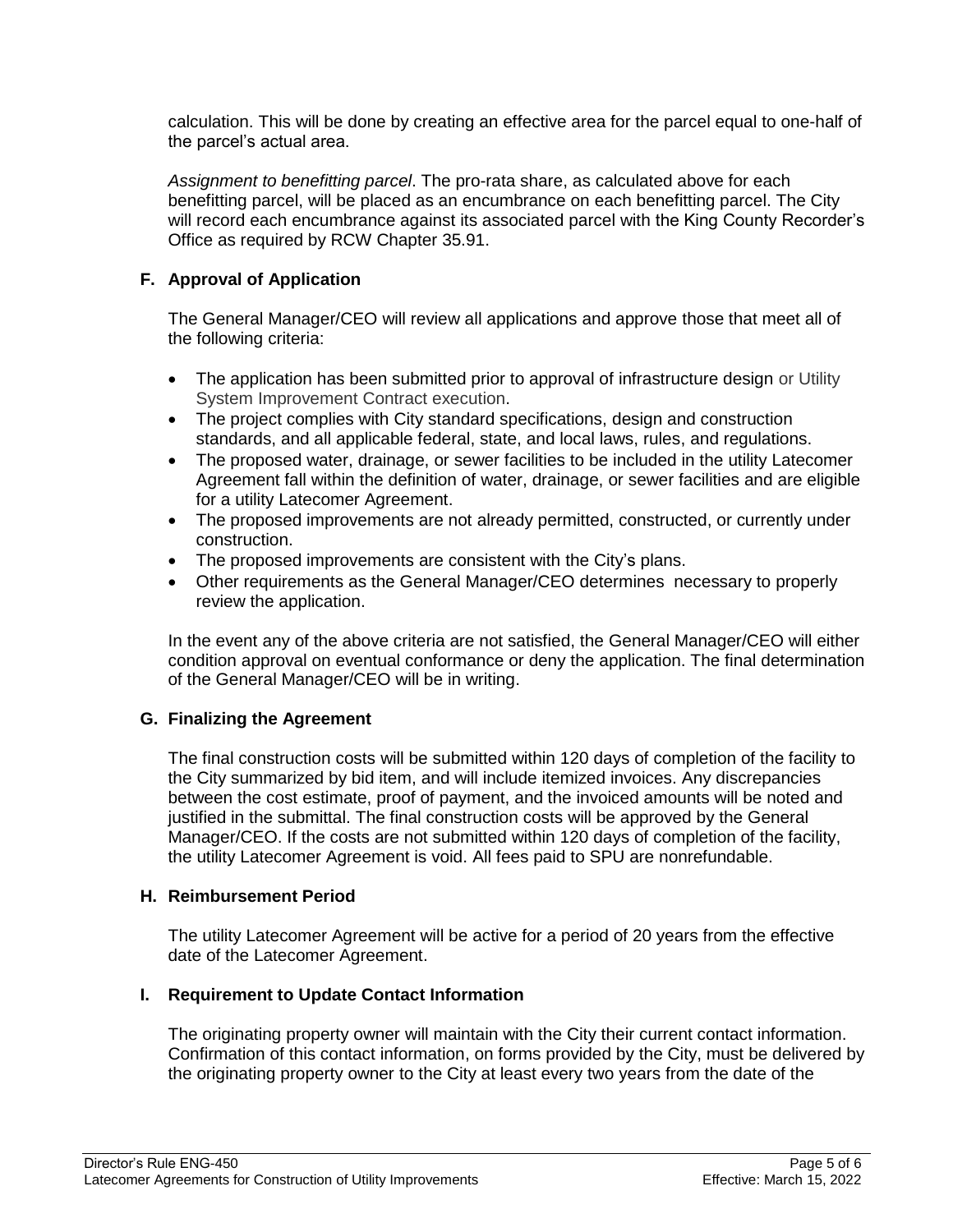calculation. This will be done by creating an effective area for the parcel equal to one-half of the parcel's actual area.

*Assignment to benefitting parcel*. The pro-rata share, as calculated above for each benefitting parcel, will be placed as an encumbrance on each benefitting parcel. The City will record each encumbrance against its associated parcel with the King County Recorder's Office as required by RCW Chapter 35.91.

### F. Approval of Application

The General Manager/CEO will review all applications and approve those that meet all of the following criteria:

- The application has been submitted prior to approval of infrastructure design or Utility System Improvement Contract execution.
- The project complies with City standard specifications, design and construction standards, and all applicable federal, state, and local laws, rules, and regulations.
- The proposed water, drainage, or sewer facilities to be included in the utility Latecomer Agreement fall within the definition of water, drainage, or sewer facilities and are eligible for a utility Latecomer Agreement.
- The proposed improvements are not already permitted, constructed, or currently under construction.
- The proposed improvements are consistent with the City's plans.
- Other requirements as the General Manager/CEO determines necessary to properly review the application.

In the event any of the above criteria are not satisfied, the General Manager/CEO will either condition approval on eventual conformance or deny the application. The final determination of the General Manager/CEO will be in writing.

### G. Finalizing the Agreement

The final construction costs will be submitted within 120 days of completion of the facility to the City summarized by bid item, and will include itemized invoices. Any discrepancies between the cost estimate, proof of payment, and the invoiced amounts will be noted and justified in the submittal. The final construction costs will be approved by the General Manager/CEO. If the costs are not submitted within 120 days of completion of the facility, the utility Latecomer Agreement is void. All fees paid to SPU are nonrefundable.

### H. Reimbursement Period

The utility Latecomer Agreement will be active for a period of 20 years from the effective date of the Latecomer Agreement.

### I. Requirement to Update Contact Information

The originating property owner will maintain with the City their current contact information. Confirmation of this contact information, on forms provided by the City, must be delivered by the originating property owner to the City at least every two years from the date of the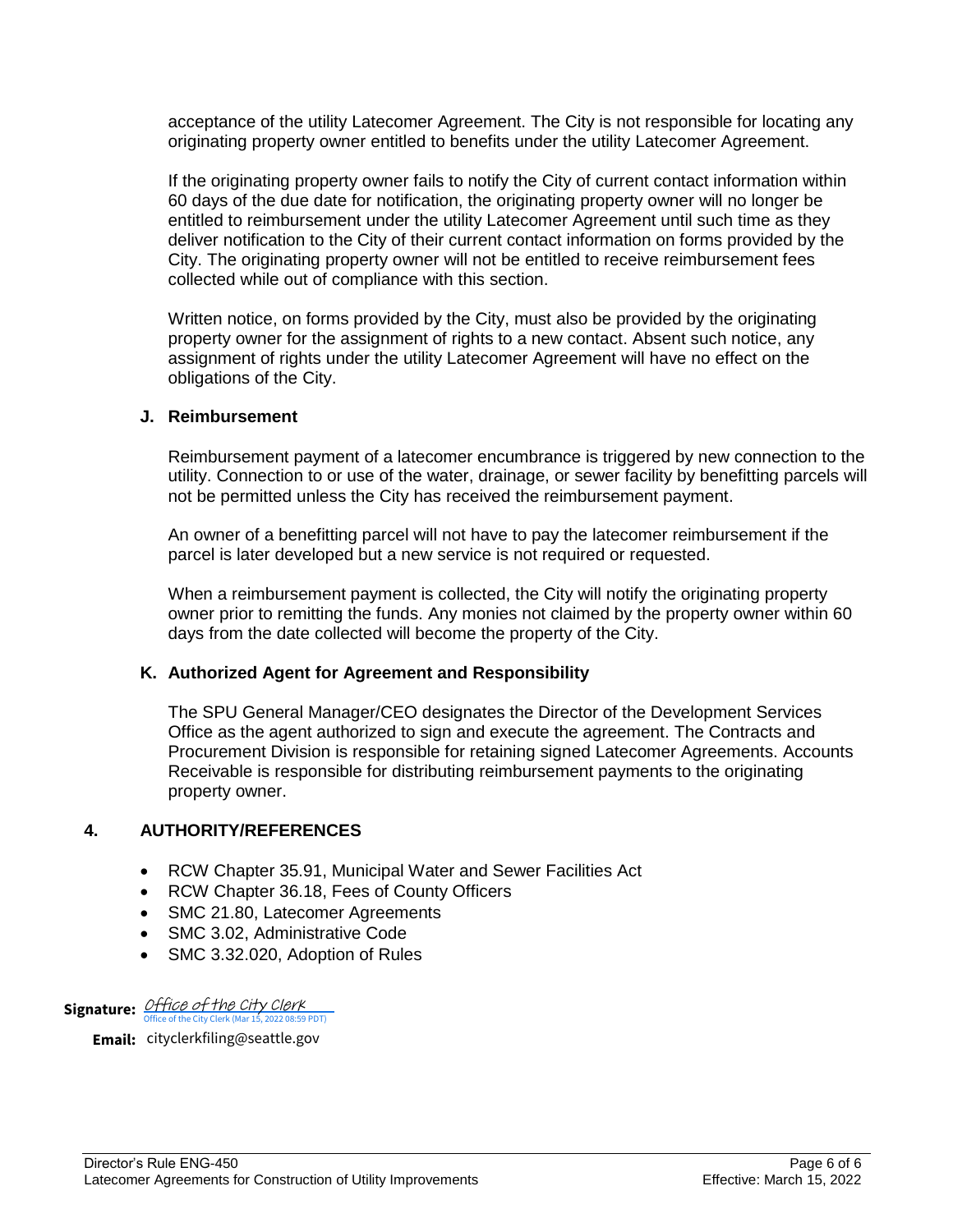acceptance of the utility Latecomer Agreement. The City is not responsible for locating any originating property owner entitled to benefits under the utility Latecomer Agreement.

If the originating property owner fails to notify the City of current contact information within 60 days of the due date for notification, the originating property owner will no longer be entitled to reimbursement under the utility Latecomer Agreement until such time as they deliver notification to the City of their current contact information on forms provided by the City. The originating property owner will not be entitled to receive reimbursement fees collected while out of compliance with this section.

Written notice, on forms provided by the City, must also be provided by the originating property owner for the assignment of rights to a new contact. Absent such notice, any assignment of rights under the utility Latecomer Agreement will have no effect on the obligations of the City.

### J. Reimbursement

Reimbursement payment of a latecomer encumbrance is triggered by new connection to the utility. Connection to or use of the water, drainage, or sewer facility by benefitting parcels will not be permitted unless the City has received the reimbursement payment.

An owner of a benefitting parcel will not have to pay the latecomer reimbursement if the parcel is later developed but a new service is not required or requested.

When a reimbursement payment is collected, the City will notify the originating property owner prior to remitting the funds. Any monies not claimed by the property owner within 60 days from the date collected will become the property of the City.

### K. Authorized Agent for Agreement and Responsibility

The SPU General Manager/CEO designates the Director of the Development Services Office as the agent authorized to sign and execute the agreement. The Contracts and Procurement Division is responsible for retaining signed Latecomer Agreements. Accounts Receivable is responsible for distributing reimbursement payments to the originating property owner.

## 4. AUTHORITY/REFERENCES

- RCW Chapter 35.91, Municipal Water and Sewer Facilities Act
- RCW Chapter 36.18, Fees of County Officers
- SMC 21.80, Latecomer Agreements
- SMC 3.02, Administrative Code
- SMC 3.32.020, Adoption of Rules

**Signature:** Office of the City Clerk
Office of the City Clerk (Mar 15, 2022 08:59 PDT)

**Email:** cityclerkfiling@seattle.gov